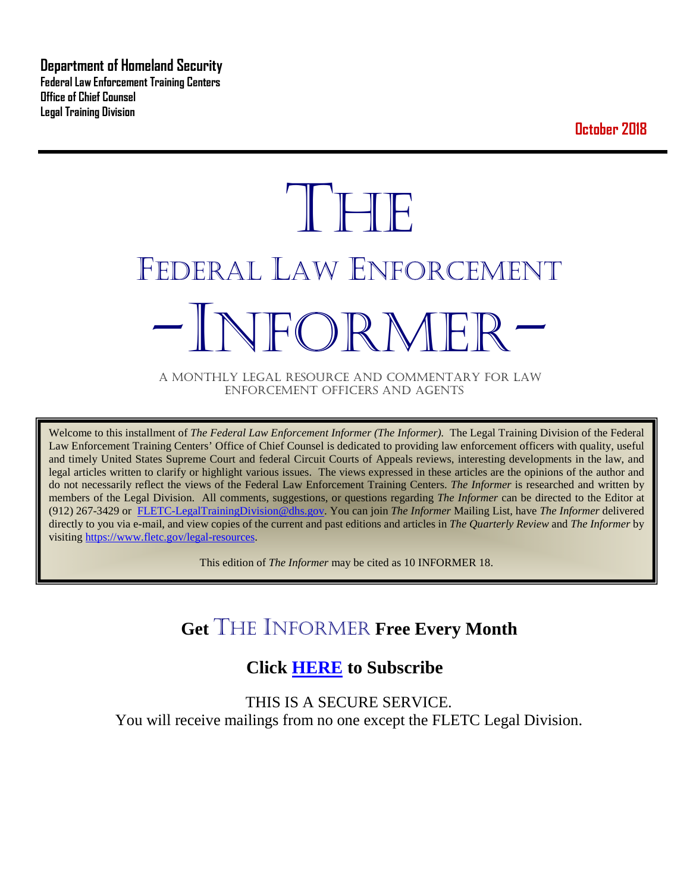**Department of Homeland Security**
**Federal Law Enforcement Training Centers**
**Office of Chief Counsel**
**Legal Training Division**

**October 2018**

# THE
# FEDERAL LAW ENFORCEMENT
# -INFORMER-

A MONTHLY LEGAL RESOURCE AND COMMENTARY FOR LAW ENFORCEMENT OFFICERS AND AGENTS

Welcome to this installment of *The Federal Law Enforcement Informer (The Informer).* The Legal Training Division of the Federal Law Enforcement Training Centers' Office of Chief Counsel is dedicated to providing law enforcement officers with quality, useful and timely United States Supreme Court and federal Circuit Courts of Appeals reviews, interesting developments in the law, and legal articles written to clarify or highlight various issues. The views expressed in these articles are the opinions of the author and do not necessarily reflect the views of the Federal Law Enforcement Training Centers. *The Informer* is researched and written by members of the Legal Division. All comments, suggestions, or questions regarding *The Informer* can be directed to the Editor at (912) 267-3429 or FLETC-LegalTrainingDivision@dhs.gov. You can join *The Informer* Mailing List, have *The Informer* delivered directly to you via e-mail, and view copies of the current and past editions and articles in *The Quarterly Review* and *The Informer* by visiting https://www.fletc.gov/legal-resources.

This edition of *The Informer* may be cited as 10 INFORMER 18.

## Get THE INFORMER Free Every Month

## Click HERE to Subscribe

THIS IS A SECURE SERVICE.
You will receive mailings from no one except the FLETC Legal Division.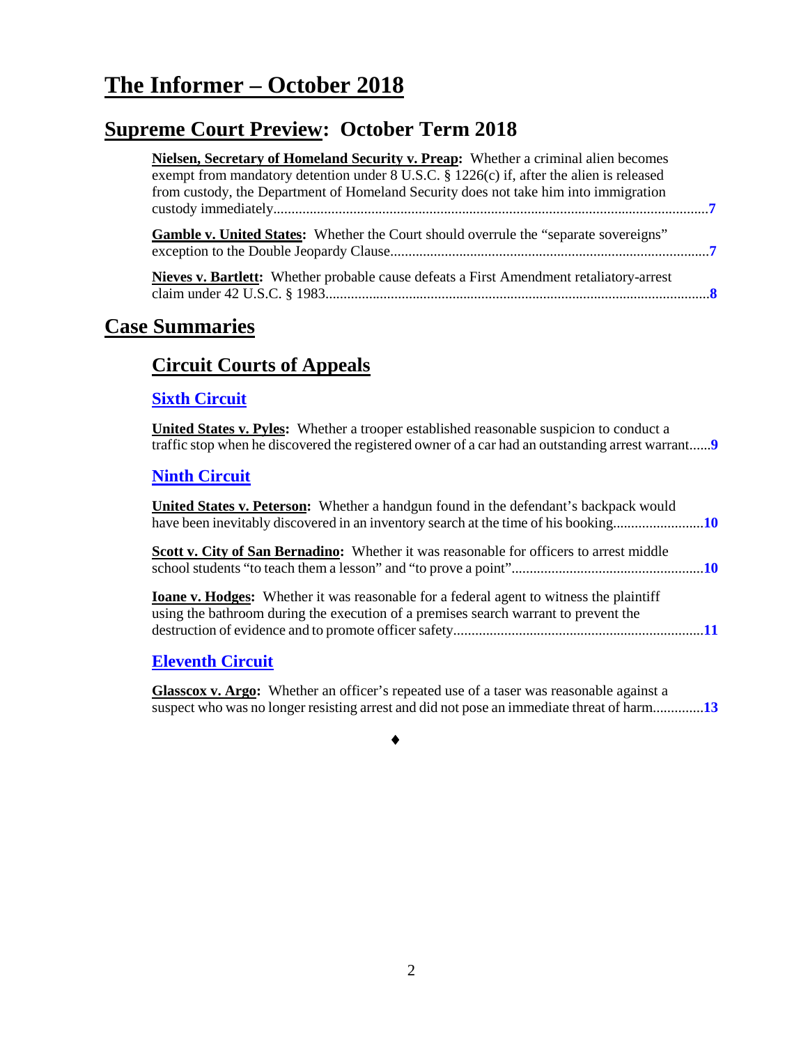# The Informer – October 2018

## Supreme Court Preview: October Term 2018

**Nielsen, Secretary of Homeland Security v. Preap:** Whether a criminal alien becomes exempt from mandatory detention under 8 U.S.C. § 1226(c) if, after the alien is released from custody, the Department of Homeland Security does not take him into immigration custody immediately....7

**Gamble v. United States:** Whether the Court should overrule the "separate sovereigns" exception to the Double Jeopardy Clause....7

**Nieves v. Bartlett:** Whether probable cause defeats a First Amendment retaliatory-arrest claim under 42 U.S.C. § 1983....8

## Case Summaries

### Circuit Courts of Appeals

#### Sixth Circuit

**United States v. Pyles:** Whether a trooper established reasonable suspicion to conduct a traffic stop when he discovered the registered owner of a car had an outstanding arrest warrant....9

#### Ninth Circuit

**United States v. Peterson:** Whether a handgun found in the defendant's backpack would have been inevitably discovered in an inventory search at the time of his booking....10

**Scott v. City of San Bernadino:** Whether it was reasonable for officers to arrest middle school students "to teach them a lesson" and "to prove a point"....10

**Ioane v. Hodges:** Whether it was reasonable for a federal agent to witness the plaintiff using the bathroom during the execution of a premises search warrant to prevent the destruction of evidence and to promote officer safety....11

#### Eleventh Circuit

**Glasscox v. Argo:** Whether an officer's repeated use of a taser was reasonable against a suspect who was no longer resisting arrest and did not pose an immediate threat of harm....13

♦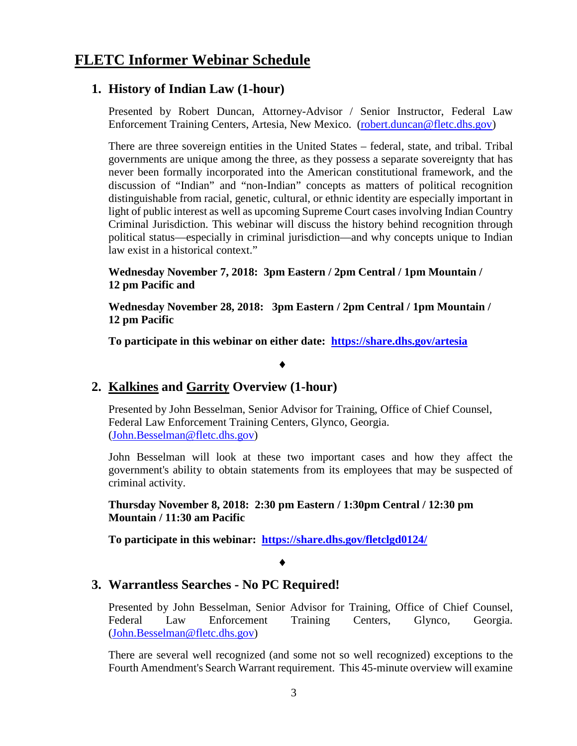# FLETC Informer Webinar Schedule

## 1. History of Indian Law (1-hour)

Presented by Robert Duncan, Attorney-Advisor / Senior Instructor, Federal Law Enforcement Training Centers, Artesia, New Mexico. (robert.duncan@fletc.dhs.gov)

There are three sovereign entities in the United States – federal, state, and tribal. Tribal governments are unique among the three, as they possess a separate sovereignty that has never been formally incorporated into the American constitutional framework, and the discussion of "Indian" and "non-Indian" concepts as matters of political recognition distinguishable from racial, genetic, cultural, or ethnic identity are especially important in light of public interest as well as upcoming Supreme Court cases involving Indian Country Criminal Jurisdiction. This webinar will discuss the history behind recognition through political status—especially in criminal jurisdiction—and why concepts unique to Indian law exist in a historical context."

**Wednesday November 7, 2018: 3pm Eastern / 2pm Central / 1pm Mountain / 12 pm Pacific and**

**Wednesday November 28, 2018: 3pm Eastern / 2pm Central / 1pm Mountain / 12 pm Pacific**

**To participate in this webinar on either date: https://share.dhs.gov/artesia**

♦

## 2. Kalkines and Garrity Overview (1-hour)

Presented by John Besselman, Senior Advisor for Training, Office of Chief Counsel, Federal Law Enforcement Training Centers, Glynco, Georgia. (John.Besselman@fletc.dhs.gov)

John Besselman will look at these two important cases and how they affect the government's ability to obtain statements from its employees that may be suspected of criminal activity.

**Thursday November 8, 2018: 2:30 pm Eastern / 1:30pm Central / 12:30 pm Mountain / 11:30 am Pacific**

**To participate in this webinar: https://share.dhs.gov/fletclgd0124/**

♦

## 3. Warrantless Searches - No PC Required!

Presented by John Besselman, Senior Advisor for Training, Office of Chief Counsel, Federal Law Enforcement Training Centers, Glynco, Georgia. (John.Besselman@fletc.dhs.gov)

There are several well recognized (and some not so well recognized) exceptions to the Fourth Amendment's Search Warrant requirement. This 45-minute overview will examine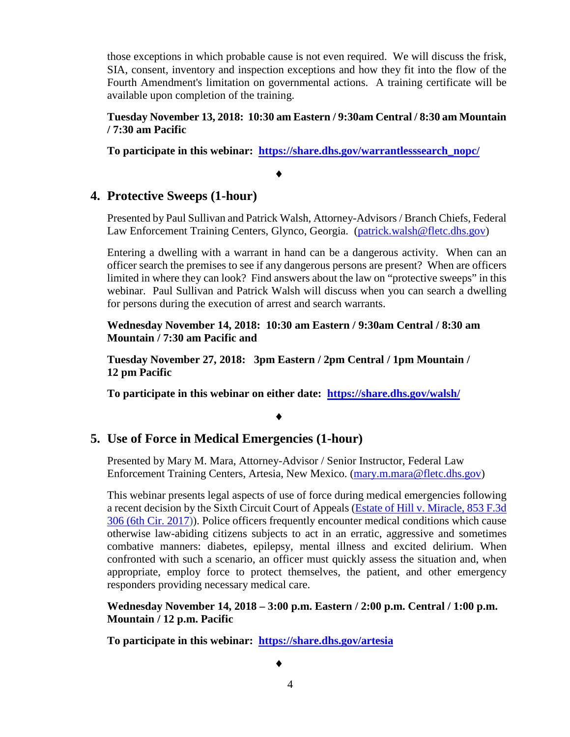those exceptions in which probable cause is not even required. We will discuss the frisk, SIA, consent, inventory and inspection exceptions and how they fit into the flow of the Fourth Amendment's limitation on governmental actions. A training certificate will be available upon completion of the training.

**Tuesday November 13, 2018: 10:30 am Eastern / 9:30am Central / 8:30 am Mountain / 7:30 am Pacific**

**To participate in this webinar: [https://share.dhs.gov/warrantlesssearch_nopc/](https://share.dhs.gov/warrantlesssearch_nopc/)**

♦

## 4. Protective Sweeps (1-hour)

Presented by Paul Sullivan and Patrick Walsh, Attorney-Advisors / Branch Chiefs, Federal Law Enforcement Training Centers, Glynco, Georgia. ([patrick.walsh@fletc.dhs.gov](mailto:patrick.walsh@fletc.dhs.gov))

Entering a dwelling with a warrant in hand can be a dangerous activity. When can an officer search the premises to see if any dangerous persons are present? When are officers limited in where they can look? Find answers about the law on "protective sweeps" in this webinar. Paul Sullivan and Patrick Walsh will discuss when you can search a dwelling for persons during the execution of arrest and search warrants.

**Wednesday November 14, 2018: 10:30 am Eastern / 9:30am Central / 8:30 am Mountain / 7:30 am Pacific and**

**Tuesday November 27, 2018: 3pm Eastern / 2pm Central / 1pm Mountain / 12 pm Pacific**

**To participate in this webinar on either date: [https://share.dhs.gov/walsh/](https://share.dhs.gov/walsh/)**

♦

## 5. Use of Force in Medical Emergencies (1-hour)

Presented by Mary M. Mara, Attorney-Advisor / Senior Instructor, Federal Law Enforcement Training Centers, Artesia, New Mexico. ([mary.m.mara@fletc.dhs.gov](mailto:mary.m.mara@fletc.dhs.gov))

This webinar presents legal aspects of use of force during medical emergencies following a recent decision by the Sixth Circuit Court of Appeals (Estate of Hill v. Miracle, 853 F.3d 306 (6th Cir. 2017)). Police officers frequently encounter medical conditions which cause otherwise law-abiding citizens subjects to act in an erratic, aggressive and sometimes combative manners: diabetes, epilepsy, mental illness and excited delirium. When confronted with such a scenario, an officer must quickly assess the situation and, when appropriate, employ force to protect themselves, the patient, and other emergency responders providing necessary medical care.

**Wednesday November 14, 2018 – 3:00 p.m. Eastern / 2:00 p.m. Central / 1:00 p.m. Mountain / 12 p.m. Pacific**

**To participate in this webinar: [https://share.dhs.gov/artesia](https://share.dhs.gov/artesia)**

♦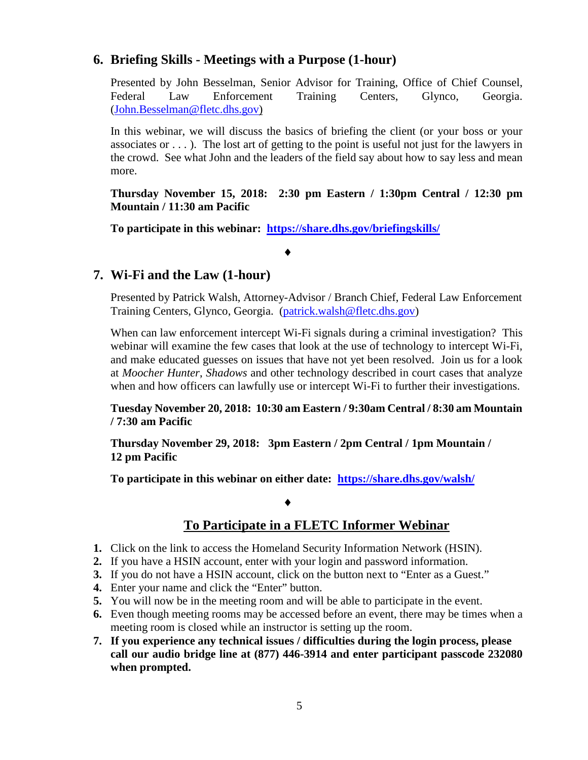## 6. Briefing Skills - Meetings with a Purpose (1-hour)

Presented by John Besselman, Senior Advisor for Training, Office of Chief Counsel, Federal Law Enforcement Training Centers, Glynco, Georgia. ([John.Besselman@fletc.dhs.gov](mailto:John.Besselman@fletc.dhs.gov))

In this webinar, we will discuss the basics of briefing the client (or your boss or your associates or . . . ). The lost art of getting to the point is useful not just for the lawyers in the crowd. See what John and the leaders of the field say about how to say less and mean more.

**Thursday November 15, 2018: 2:30 pm Eastern / 1:30pm Central / 12:30 pm Mountain / 11:30 am Pacific**

**To participate in this webinar: [https://share.dhs.gov/briefingskills/](https://share.dhs.gov/briefingskills/)**

♦

## 7. Wi-Fi and the Law (1-hour)

Presented by Patrick Walsh, Attorney-Advisor / Branch Chief, Federal Law Enforcement Training Centers, Glynco, Georgia. ([patrick.walsh@fletc.dhs.gov](mailto:patrick.walsh@fletc.dhs.gov))

When can law enforcement intercept Wi-Fi signals during a criminal investigation? This webinar will examine the few cases that look at the use of technology to intercept Wi-Fi, and make educated guesses on issues that have not yet been resolved. Join us for a look at *Moocher Hunter*, *Shadows* and other technology described in court cases that analyze when and how officers can lawfully use or intercept Wi-Fi to further their investigations.

**Tuesday November 20, 2018: 10:30 am Eastern / 9:30am Central / 8:30 am Mountain / 7:30 am Pacific**

**Thursday November 29, 2018: 3pm Eastern / 2pm Central / 1pm Mountain / 12 pm Pacific**

**To participate in this webinar on either date: [https://share.dhs.gov/walsh/](https://share.dhs.gov/walsh/)**

♦

## To Participate in a FLETC Informer Webinar

1. Click on the link to access the Homeland Security Information Network (HSIN).
2. If you have a HSIN account, enter with your login and password information.
3. If you do not have a HSIN account, click on the button next to "Enter as a Guest."
4. Enter your name and click the "Enter" button.
5. You will now be in the meeting room and will be able to participate in the event.
6. Even though meeting rooms may be accessed before an event, there may be times when a meeting room is closed while an instructor is setting up the room.
7. **If you experience any technical issues / difficulties during the login process, please call our audio bridge line at (877) 446-3914 and enter participant passcode 232080 when prompted.**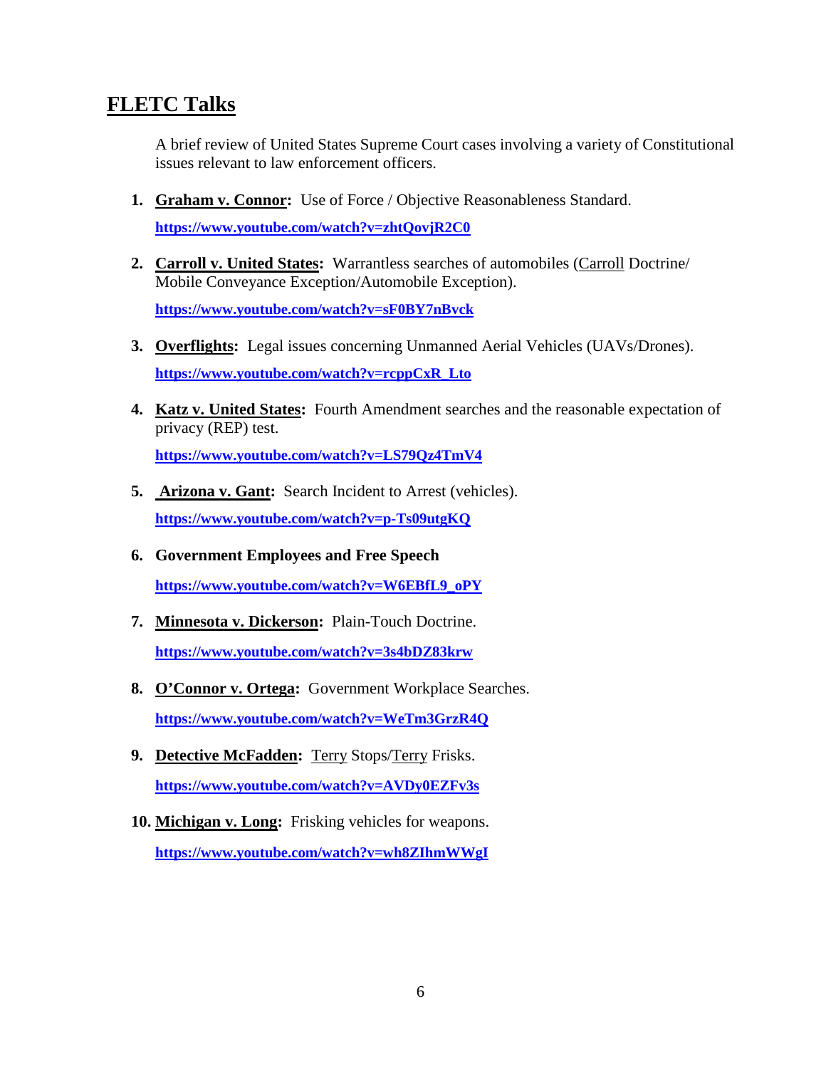## FLETC Talks

A brief review of United States Supreme Court cases involving a variety of Constitutional issues relevant to law enforcement officers.

1. **Graham v. Connor:** Use of Force / Objective Reasonableness Standard.

   **https://www.youtube.com/watch?v=zhtQovjR2C0**

2. **Carroll v. United States:** Warrantless searches of automobiles (Carroll Doctrine/ Mobile Conveyance Exception/Automobile Exception).

   **https://www.youtube.com/watch?v=sF0BY7nBvck**

3. **Overflights:** Legal issues concerning Unmanned Aerial Vehicles (UAVs/Drones).

   **https://www.youtube.com/watch?v=rcppCxR_Lto**

4. **Katz v. United States:** Fourth Amendment searches and the reasonable expectation of privacy (REP) test.

   **https://www.youtube.com/watch?v=LS79Qz4TmV4**

5. **Arizona v. Gant:** Search Incident to Arrest (vehicles).

   **https://www.youtube.com/watch?v=p-Ts09utgKQ**

6. **Government Employees and Free Speech**

   **https://www.youtube.com/watch?v=W6EBfL9_oPY**

7. **Minnesota v. Dickerson:** Plain-Touch Doctrine.

   **https://www.youtube.com/watch?v=3s4bDZ83krw**

8. **O'Connor v. Ortega:** Government Workplace Searches.

   **https://www.youtube.com/watch?v=WeTm3GrzR4Q**

9. **Detective McFadden:** Terry Stops/Terry Frisks.

   **https://www.youtube.com/watch?v=AVDy0EZFv3s**

10. **Michigan v. Long:** Frisking vehicles for weapons.

    **https://www.youtube.com/watch?v=wh8ZIhmWWgI**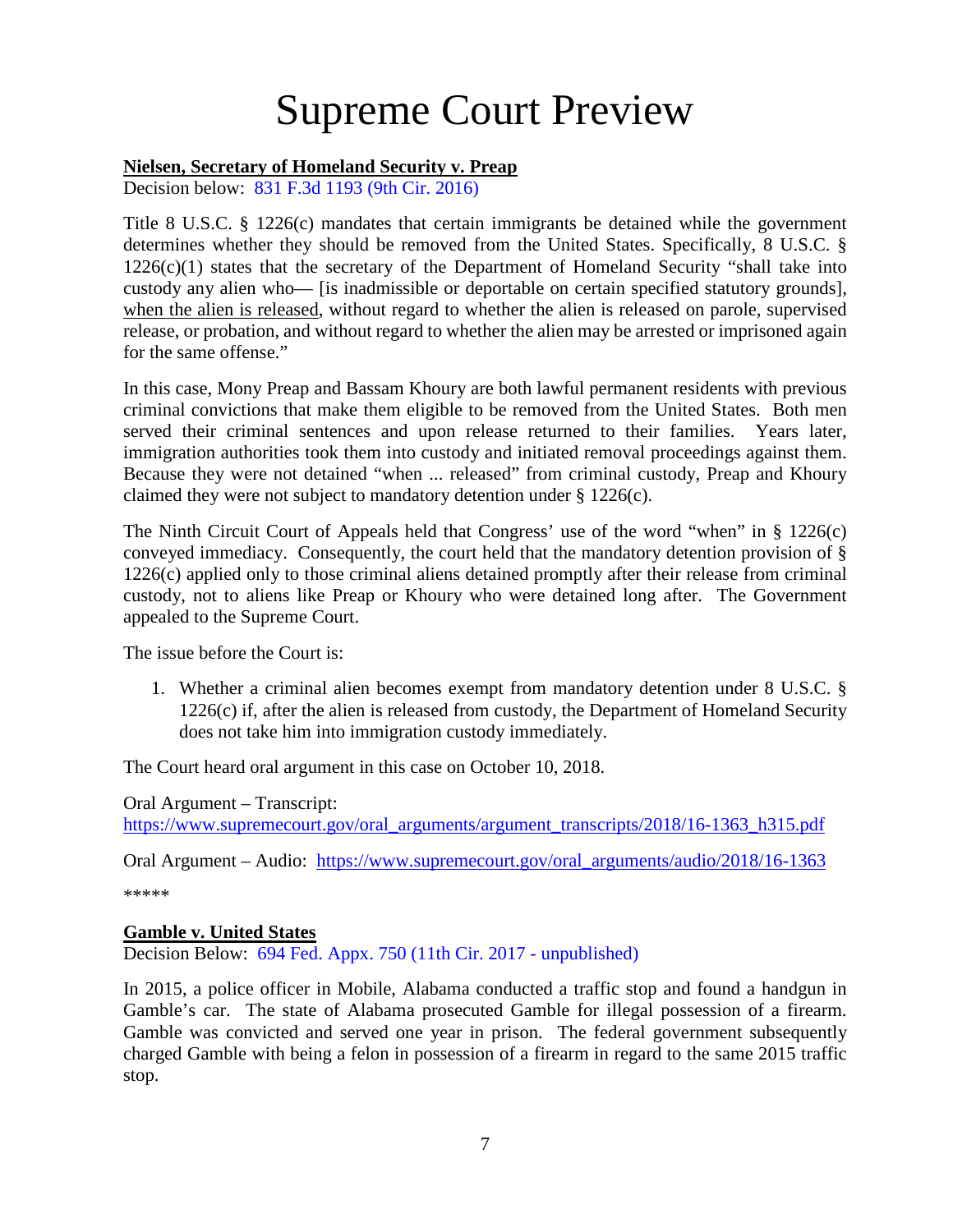# Supreme Court Preview

**<u>Nielsen, Secretary of Homeland Security v. Preap</u>**
Decision below: 831 F.3d 1193 (9th Cir. 2016)

Title 8 U.S.C. § 1226(c) mandates that certain immigrants be detained while the government determines whether they should be removed from the United States. Specifically, 8 U.S.C. § 1226(c)(1) states that the secretary of the Department of Homeland Security "shall take into custody any alien who— [is inadmissible or deportable on certain specified statutory grounds], <u>when the alien is released</u>, without regard to whether the alien is released on parole, supervised release, or probation, and without regard to whether the alien may be arrested or imprisoned again for the same offense."

In this case, Mony Preap and Bassam Khoury are both lawful permanent residents with previous criminal convictions that make them eligible to be removed from the United States. Both men served their criminal sentences and upon release returned to their families. Years later, immigration authorities took them into custody and initiated removal proceedings against them. Because they were not detained "when ... released" from criminal custody, Preap and Khoury claimed they were not subject to mandatory detention under § 1226(c).

The Ninth Circuit Court of Appeals held that Congress' use of the word "when" in § 1226(c) conveyed immediacy. Consequently, the court held that the mandatory detention provision of § 1226(c) applied only to those criminal aliens detained promptly after their release from criminal custody, not to aliens like Preap or Khoury who were detained long after. The Government appealed to the Supreme Court.

The issue before the Court is:

1. Whether a criminal alien becomes exempt from mandatory detention under 8 U.S.C. § 1226(c) if, after the alien is released from custody, the Department of Homeland Security does not take him into immigration custody immediately.

The Court heard oral argument in this case on October 10, 2018.

Oral Argument – Transcript:
https://www.supremecourt.gov/oral_arguments/argument_transcripts/2018/16-1363_h315.pdf

Oral Argument – Audio: https://www.supremecourt.gov/oral_arguments/audio/2018/16-1363

*****

**<u>Gamble v. United States</u>**
Decision Below: 694 Fed. Appx. 750 (11th Cir. 2017 - unpublished)

In 2015, a police officer in Mobile, Alabama conducted a traffic stop and found a handgun in Gamble's car. The state of Alabama prosecuted Gamble for illegal possession of a firearm. Gamble was convicted and served one year in prison. The federal government subsequently charged Gamble with being a felon in possession of a firearm in regard to the same 2015 traffic stop.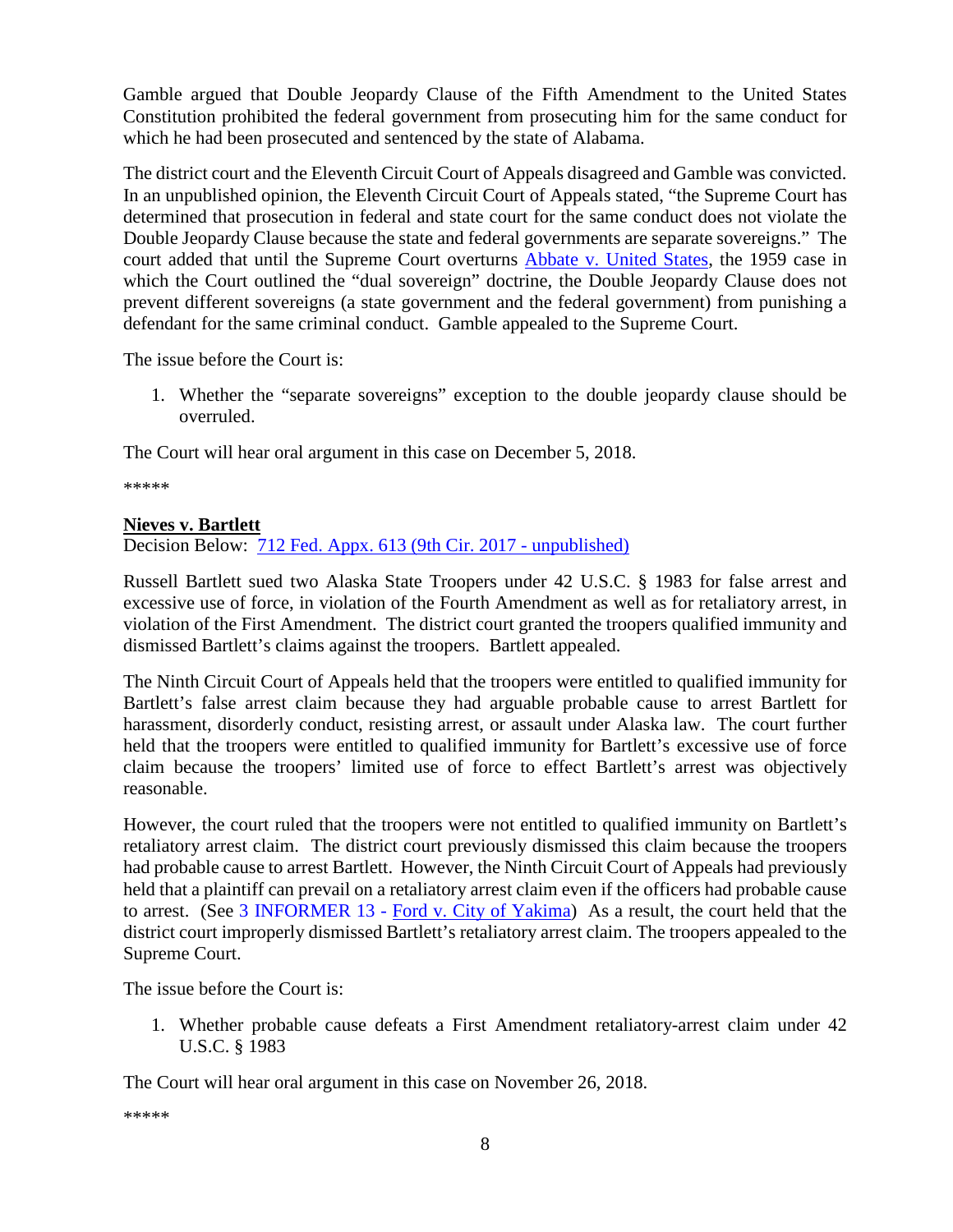Gamble argued that Double Jeopardy Clause of the Fifth Amendment to the United States Constitution prohibited the federal government from prosecuting him for the same conduct for which he had been prosecuted and sentenced by the state of Alabama.

The district court and the Eleventh Circuit Court of Appeals disagreed and Gamble was convicted. In an unpublished opinion, the Eleventh Circuit Court of Appeals stated, "the Supreme Court has determined that prosecution in federal and state court for the same conduct does not violate the Double Jeopardy Clause because the state and federal governments are separate sovereigns." The court added that until the Supreme Court overturns Abbate v. United States, the 1959 case in which the Court outlined the "dual sovereign" doctrine, the Double Jeopardy Clause does not prevent different sovereigns (a state government and the federal government) from punishing a defendant for the same criminal conduct. Gamble appealed to the Supreme Court.

The issue before the Court is:

1. Whether the "separate sovereigns" exception to the double jeopardy clause should be overruled.

The Court will hear oral argument in this case on December 5, 2018.

*****

**Nieves v. Bartlett**

Decision Below: 712 Fed. Appx. 613 (9th Cir. 2017 - unpublished)

Russell Bartlett sued two Alaska State Troopers under 42 U.S.C. § 1983 for false arrest and excessive use of force, in violation of the Fourth Amendment as well as for retaliatory arrest, in violation of the First Amendment. The district court granted the troopers qualified immunity and dismissed Bartlett's claims against the troopers. Bartlett appealed.

The Ninth Circuit Court of Appeals held that the troopers were entitled to qualified immunity for Bartlett's false arrest claim because they had arguable probable cause to arrest Bartlett for harassment, disorderly conduct, resisting arrest, or assault under Alaska law. The court further held that the troopers were entitled to qualified immunity for Bartlett's excessive use of force claim because the troopers' limited use of force to effect Bartlett's arrest was objectively reasonable.

However, the court ruled that the troopers were not entitled to qualified immunity on Bartlett's retaliatory arrest claim. The district court previously dismissed this claim because the troopers had probable cause to arrest Bartlett. However, the Ninth Circuit Court of Appeals had previously held that a plaintiff can prevail on a retaliatory arrest claim even if the officers had probable cause to arrest. (See 3 INFORMER 13 - Ford v. City of Yakima) As a result, the court held that the district court improperly dismissed Bartlett's retaliatory arrest claim. The troopers appealed to the Supreme Court.

The issue before the Court is:

1. Whether probable cause defeats a First Amendment retaliatory-arrest claim under 42 U.S.C. § 1983

The Court will hear oral argument in this case on November 26, 2018.

*****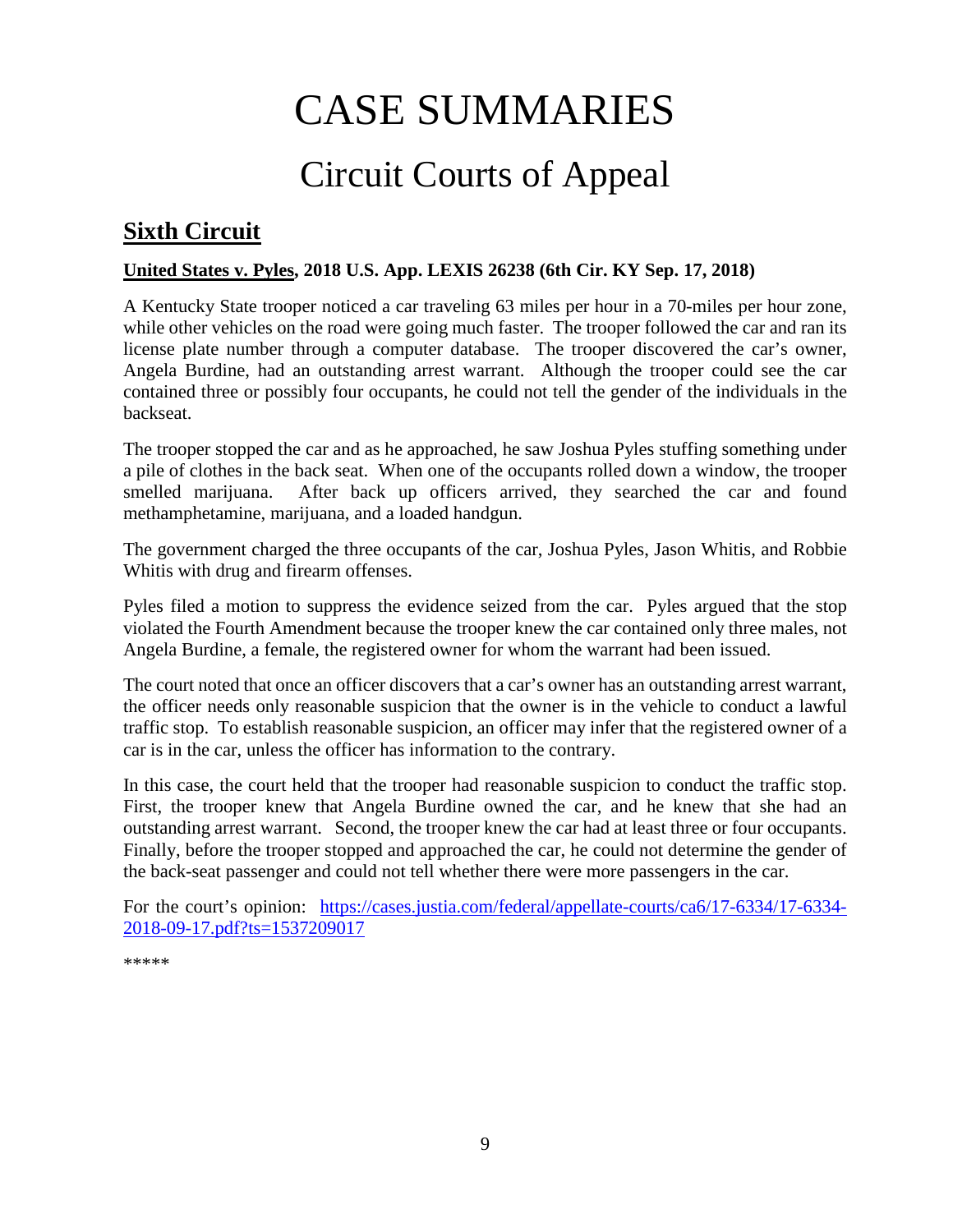# CASE SUMMARIES

## Circuit Courts of Appeal

### Sixth Circuit

**United States v. Pyles, 2018 U.S. App. LEXIS 26238 (6th Cir. KY Sep. 17, 2018)**

A Kentucky State trooper noticed a car traveling 63 miles per hour in a 70-miles per hour zone, while other vehicles on the road were going much faster. The trooper followed the car and ran its license plate number through a computer database. The trooper discovered the car's owner, Angela Burdine, had an outstanding arrest warrant. Although the trooper could see the car contained three or possibly four occupants, he could not tell the gender of the individuals in the backseat.

The trooper stopped the car and as he approached, he saw Joshua Pyles stuffing something under a pile of clothes in the back seat. When one of the occupants rolled down a window, the trooper smelled marijuana. After back up officers arrived, they searched the car and found methamphetamine, marijuana, and a loaded handgun.

The government charged the three occupants of the car, Joshua Pyles, Jason Whitis, and Robbie Whitis with drug and firearm offenses.

Pyles filed a motion to suppress the evidence seized from the car. Pyles argued that the stop violated the Fourth Amendment because the trooper knew the car contained only three males, not Angela Burdine, a female, the registered owner for whom the warrant had been issued.

The court noted that once an officer discovers that a car's owner has an outstanding arrest warrant, the officer needs only reasonable suspicion that the owner is in the vehicle to conduct a lawful traffic stop. To establish reasonable suspicion, an officer may infer that the registered owner of a car is in the car, unless the officer has information to the contrary.

In this case, the court held that the trooper had reasonable suspicion to conduct the traffic stop. First, the trooper knew that Angela Burdine owned the car, and he knew that she had an outstanding arrest warrant. Second, the trooper knew the car had at least three or four occupants. Finally, before the trooper stopped and approached the car, he could not determine the gender of the back-seat passenger and could not tell whether there were more passengers in the car.

For the court's opinion: https://cases.justia.com/federal/appellate-courts/ca6/17-6334/17-6334-2018-09-17.pdf?ts=1537209017

*****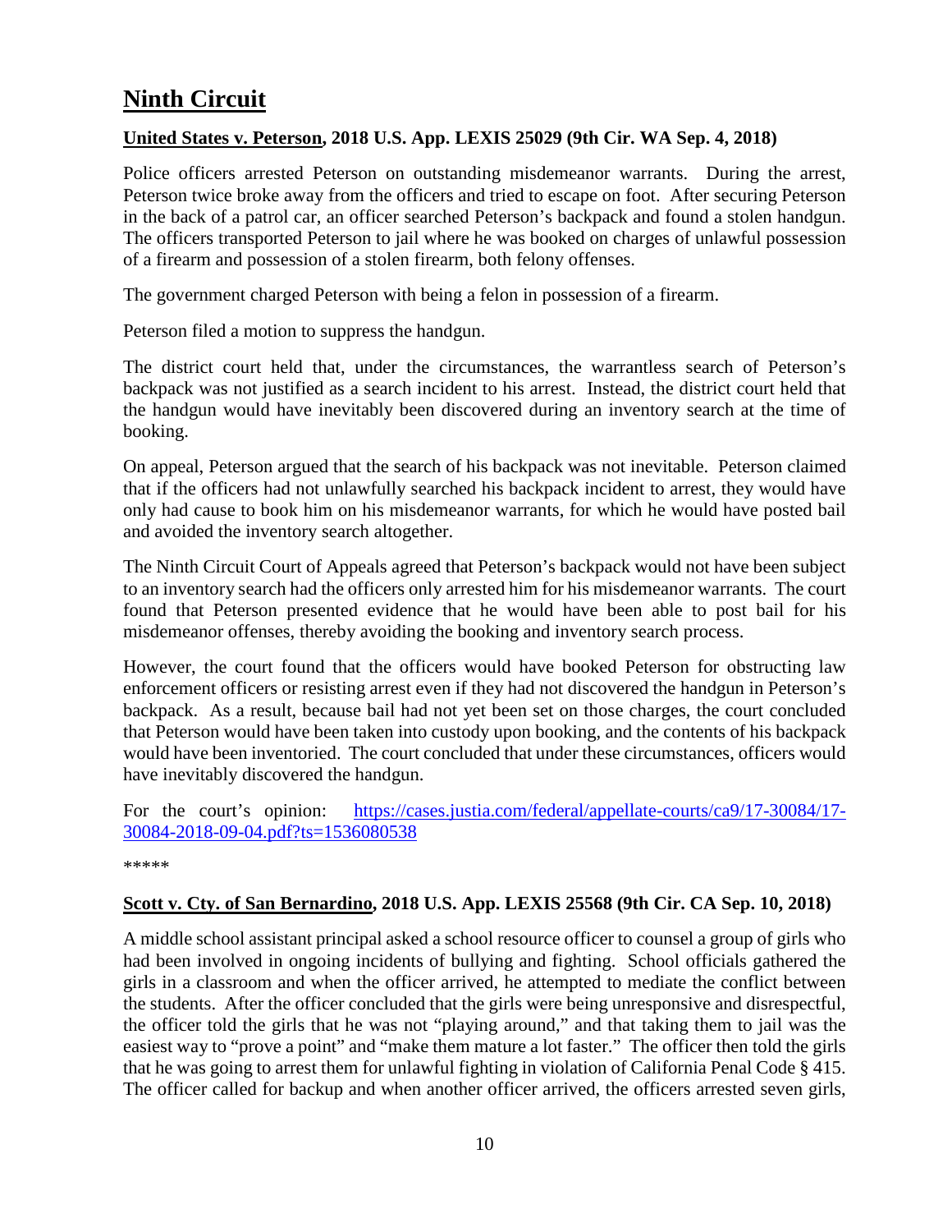# Ninth Circuit

## United States v. Peterson, 2018 U.S. App. LEXIS 25029 (9th Cir. WA Sep. 4, 2018)

Police officers arrested Peterson on outstanding misdemeanor warrants. During the arrest, Peterson twice broke away from the officers and tried to escape on foot. After securing Peterson in the back of a patrol car, an officer searched Peterson's backpack and found a stolen handgun. The officers transported Peterson to jail where he was booked on charges of unlawful possession of a firearm and possession of a stolen firearm, both felony offenses.

The government charged Peterson with being a felon in possession of a firearm.

Peterson filed a motion to suppress the handgun.

The district court held that, under the circumstances, the warrantless search of Peterson's backpack was not justified as a search incident to his arrest. Instead, the district court held that the handgun would have inevitably been discovered during an inventory search at the time of booking.

On appeal, Peterson argued that the search of his backpack was not inevitable. Peterson claimed that if the officers had not unlawfully searched his backpack incident to arrest, they would have only had cause to book him on his misdemeanor warrants, for which he would have posted bail and avoided the inventory search altogether.

The Ninth Circuit Court of Appeals agreed that Peterson's backpack would not have been subject to an inventory search had the officers only arrested him for his misdemeanor warrants. The court found that Peterson presented evidence that he would have been able to post bail for his misdemeanor offenses, thereby avoiding the booking and inventory search process.

However, the court found that the officers would have booked Peterson for obstructing law enforcement officers or resisting arrest even if they had not discovered the handgun in Peterson's backpack. As a result, because bail had not yet been set on those charges, the court concluded that Peterson would have been taken into custody upon booking, and the contents of his backpack would have been inventoried. The court concluded that under these circumstances, officers would have inevitably discovered the handgun.

For the court's opinion: [https://cases.justia.com/federal/appellate-courts/ca9/17-30084/17-30084-2018-09-04.pdf?ts=1536080538](https://cases.justia.com/federal/appellate-courts/ca9/17-30084/17-30084-2018-09-04.pdf?ts=1536080538)

*****

## Scott v. Cty. of San Bernardino, 2018 U.S. App. LEXIS 25568 (9th Cir. CA Sep. 10, 2018)

A middle school assistant principal asked a school resource officer to counsel a group of girls who had been involved in ongoing incidents of bullying and fighting. School officials gathered the girls in a classroom and when the officer arrived, he attempted to mediate the conflict between the students. After the officer concluded that the girls were being unresponsive and disrespectful, the officer told the girls that he was not "playing around," and that taking them to jail was the easiest way to "prove a point" and "make them mature a lot faster." The officer then told the girls that he was going to arrest them for unlawful fighting in violation of California Penal Code § 415. The officer called for backup and when another officer arrived, the officers arrested seven girls,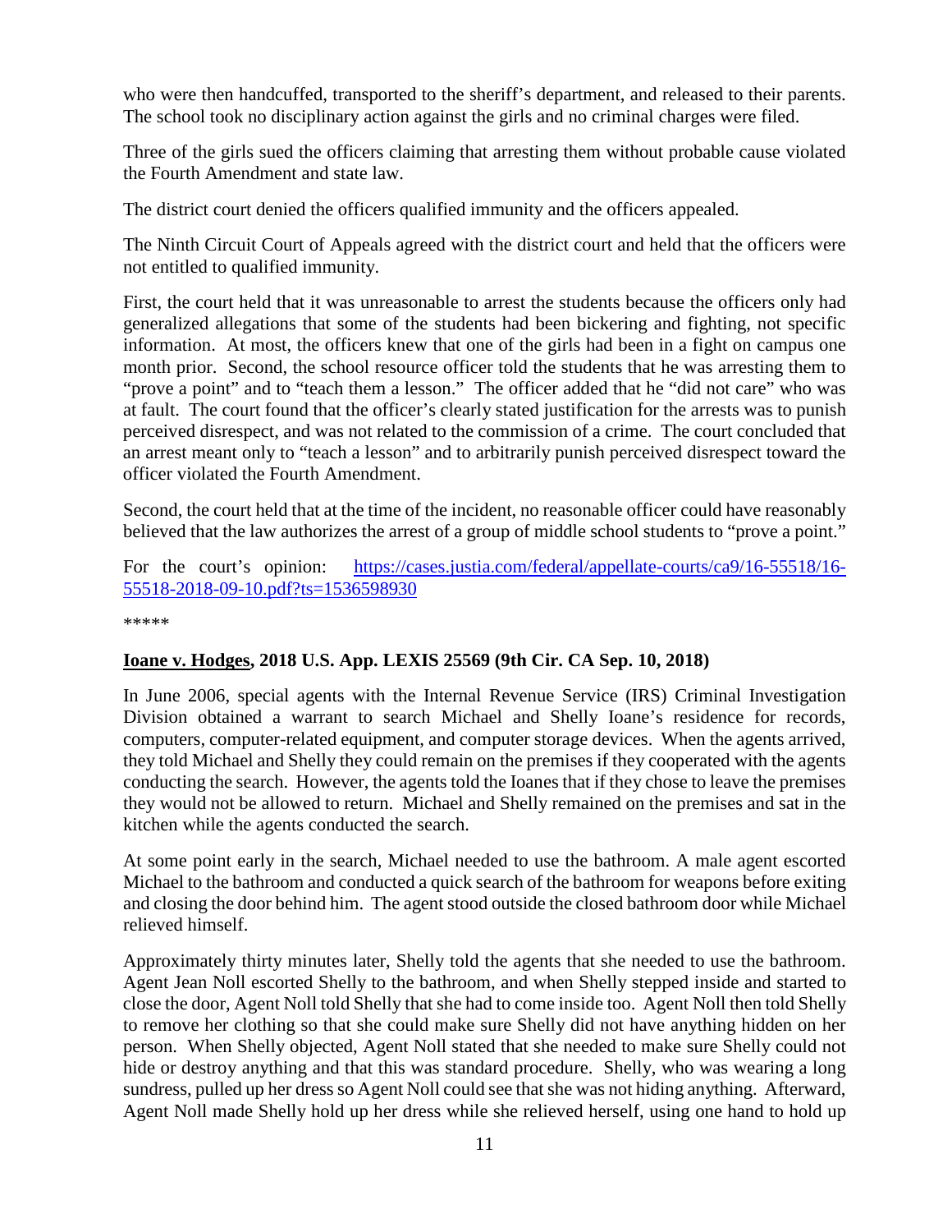who were then handcuffed, transported to the sheriff's department, and released to their parents. The school took no disciplinary action against the girls and no criminal charges were filed.

Three of the girls sued the officers claiming that arresting them without probable cause violated the Fourth Amendment and state law.

The district court denied the officers qualified immunity and the officers appealed.

The Ninth Circuit Court of Appeals agreed with the district court and held that the officers were not entitled to qualified immunity.

First, the court held that it was unreasonable to arrest the students because the officers only had generalized allegations that some of the students had been bickering and fighting, not specific information. At most, the officers knew that one of the girls had been in a fight on campus one month prior. Second, the school resource officer told the students that he was arresting them to "prove a point" and to "teach them a lesson." The officer added that he "did not care" who was at fault. The court found that the officer's clearly stated justification for the arrests was to punish perceived disrespect, and was not related to the commission of a crime. The court concluded that an arrest meant only to "teach a lesson" and to arbitrarily punish perceived disrespect toward the officer violated the Fourth Amendment.

Second, the court held that at the time of the incident, no reasonable officer could have reasonably believed that the law authorizes the arrest of a group of middle school students to "prove a point."

For the court's opinion: [https://cases.justia.com/federal/appellate-courts/ca9/16-55518/16-55518-2018-09-10.pdf?ts=1536598930](https://cases.justia.com/federal/appellate-courts/ca9/16-55518/16-55518-2018-09-10.pdf?ts=1536598930)

*****

**Ioane v. Hodges, 2018 U.S. App. LEXIS 25569 (9th Cir. CA Sep. 10, 2018)**

In June 2006, special agents with the Internal Revenue Service (IRS) Criminal Investigation Division obtained a warrant to search Michael and Shelly Ioane's residence for records, computers, computer-related equipment, and computer storage devices. When the agents arrived, they told Michael and Shelly they could remain on the premises if they cooperated with the agents conducting the search. However, the agents told the Ioanes that if they chose to leave the premises they would not be allowed to return. Michael and Shelly remained on the premises and sat in the kitchen while the agents conducted the search.

At some point early in the search, Michael needed to use the bathroom. A male agent escorted Michael to the bathroom and conducted a quick search of the bathroom for weapons before exiting and closing the door behind him. The agent stood outside the closed bathroom door while Michael relieved himself.

Approximately thirty minutes later, Shelly told the agents that she needed to use the bathroom. Agent Jean Noll escorted Shelly to the bathroom, and when Shelly stepped inside and started to close the door, Agent Noll told Shelly that she had to come inside too. Agent Noll then told Shelly to remove her clothing so that she could make sure Shelly did not have anything hidden on her person. When Shelly objected, Agent Noll stated that she needed to make sure Shelly could not hide or destroy anything and that this was standard procedure. Shelly, who was wearing a long sundress, pulled up her dress so Agent Noll could see that she was not hiding anything. Afterward, Agent Noll made Shelly hold up her dress while she relieved herself, using one hand to hold up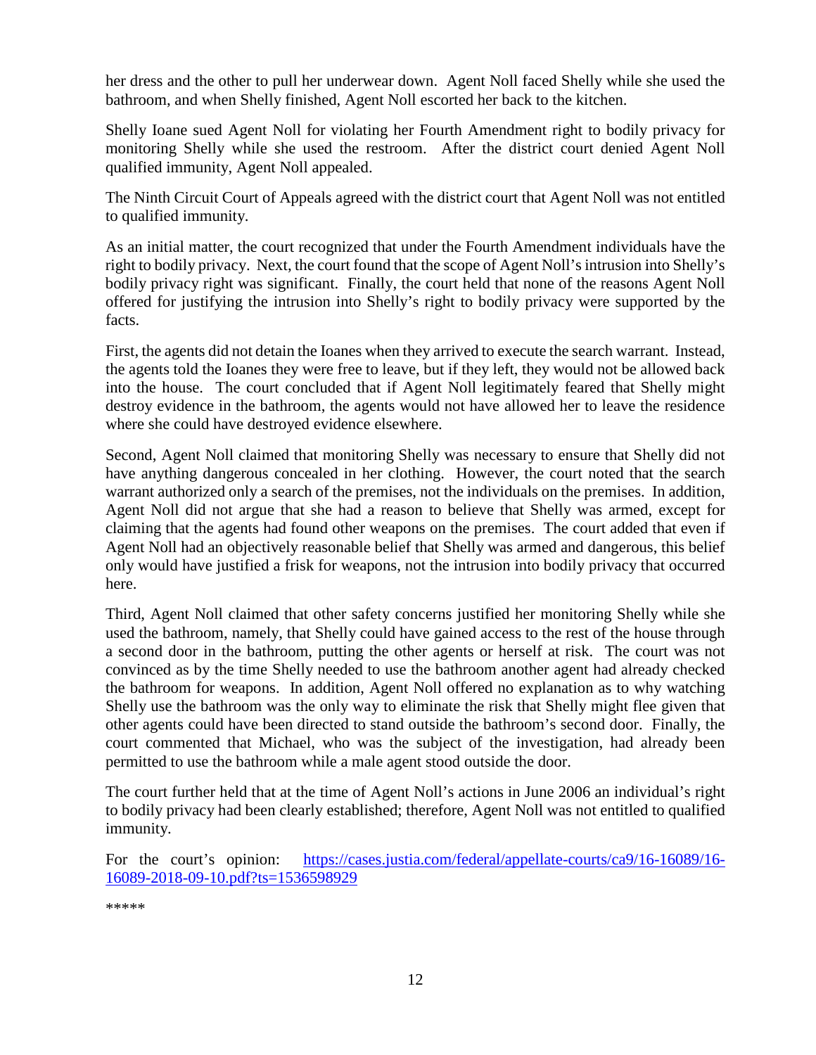her dress and the other to pull her underwear down. Agent Noll faced Shelly while she used the bathroom, and when Shelly finished, Agent Noll escorted her back to the kitchen.

Shelly Ioane sued Agent Noll for violating her Fourth Amendment right to bodily privacy for monitoring Shelly while she used the restroom. After the district court denied Agent Noll qualified immunity, Agent Noll appealed.

The Ninth Circuit Court of Appeals agreed with the district court that Agent Noll was not entitled to qualified immunity.

As an initial matter, the court recognized that under the Fourth Amendment individuals have the right to bodily privacy. Next, the court found that the scope of Agent Noll's intrusion into Shelly's bodily privacy right was significant. Finally, the court held that none of the reasons Agent Noll offered for justifying the intrusion into Shelly's right to bodily privacy were supported by the facts.

First, the agents did not detain the Ioanes when they arrived to execute the search warrant. Instead, the agents told the Ioanes they were free to leave, but if they left, they would not be allowed back into the house. The court concluded that if Agent Noll legitimately feared that Shelly might destroy evidence in the bathroom, the agents would not have allowed her to leave the residence where she could have destroyed evidence elsewhere.

Second, Agent Noll claimed that monitoring Shelly was necessary to ensure that Shelly did not have anything dangerous concealed in her clothing. However, the court noted that the search warrant authorized only a search of the premises, not the individuals on the premises. In addition, Agent Noll did not argue that she had a reason to believe that Shelly was armed, except for claiming that the agents had found other weapons on the premises. The court added that even if Agent Noll had an objectively reasonable belief that Shelly was armed and dangerous, this belief only would have justified a frisk for weapons, not the intrusion into bodily privacy that occurred here.

Third, Agent Noll claimed that other safety concerns justified her monitoring Shelly while she used the bathroom, namely, that Shelly could have gained access to the rest of the house through a second door in the bathroom, putting the other agents or herself at risk. The court was not convinced as by the time Shelly needed to use the bathroom another agent had already checked the bathroom for weapons. In addition, Agent Noll offered no explanation as to why watching Shelly use the bathroom was the only way to eliminate the risk that Shelly might flee given that other agents could have been directed to stand outside the bathroom's second door. Finally, the court commented that Michael, who was the subject of the investigation, had already been permitted to use the bathroom while a male agent stood outside the door.

The court further held that at the time of Agent Noll's actions in June 2006 an individual's right to bodily privacy had been clearly established; therefore, Agent Noll was not entitled to qualified immunity.

For the court's opinion: [https://cases.justia.com/federal/appellate-courts/ca9/16-16089/16-16089-2018-09-10.pdf?ts=1536598929](https://cases.justia.com/federal/appellate-courts/ca9/16-16089/16-16089-2018-09-10.pdf?ts=1536598929)

*****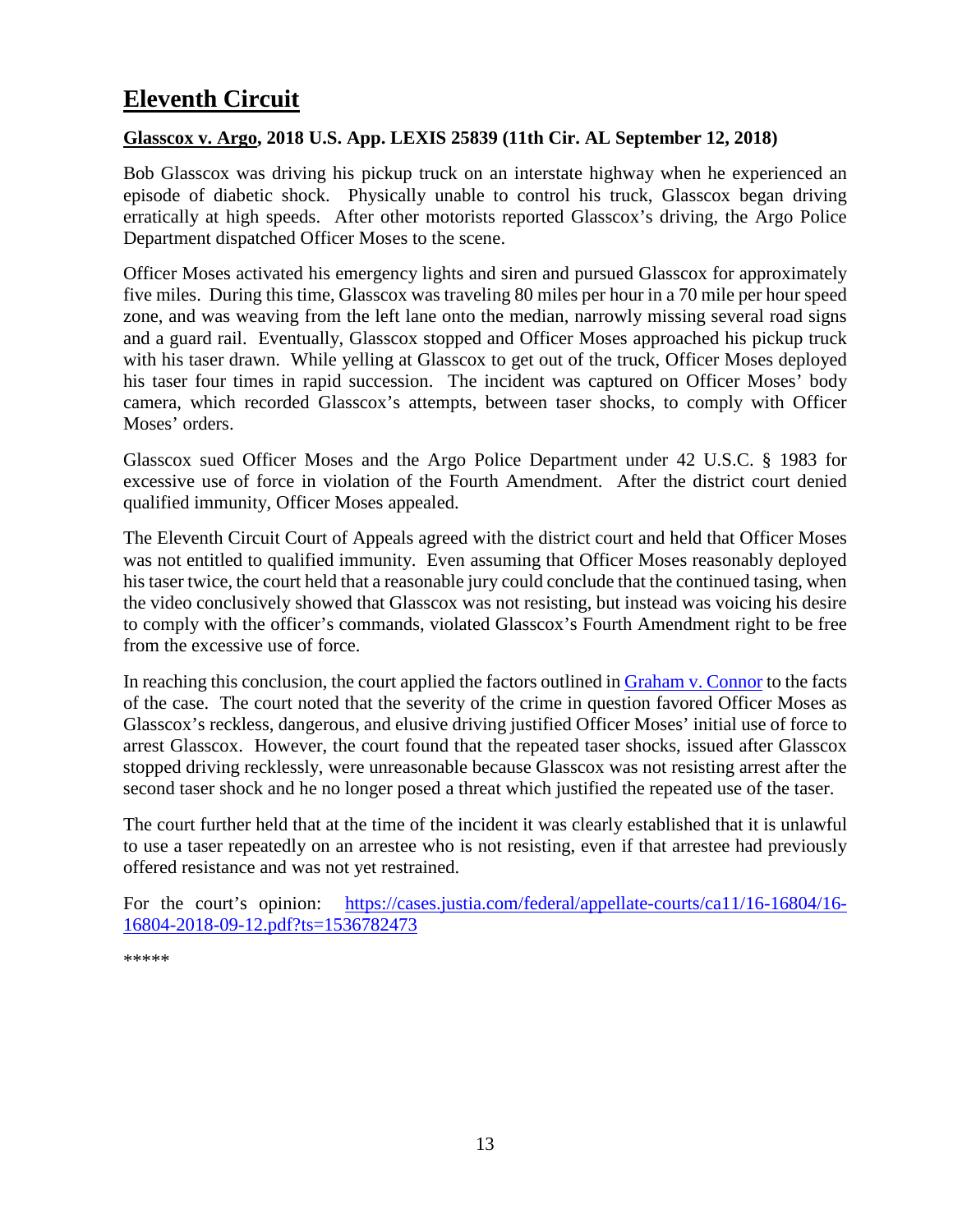# Eleventh Circuit

**Glasscox v. Argo, 2018 U.S. App. LEXIS 25839 (11th Cir. AL September 12, 2018)**

Bob Glasscox was driving his pickup truck on an interstate highway when he experienced an episode of diabetic shock. Physically unable to control his truck, Glasscox began driving erratically at high speeds. After other motorists reported Glasscox's driving, the Argo Police Department dispatched Officer Moses to the scene.

Officer Moses activated his emergency lights and siren and pursued Glasscox for approximately five miles. During this time, Glasscox was traveling 80 miles per hour in a 70 mile per hour speed zone, and was weaving from the left lane onto the median, narrowly missing several road signs and a guard rail. Eventually, Glasscox stopped and Officer Moses approached his pickup truck with his taser drawn. While yelling at Glasscox to get out of the truck, Officer Moses deployed his taser four times in rapid succession. The incident was captured on Officer Moses' body camera, which recorded Glasscox's attempts, between taser shocks, to comply with Officer Moses' orders.

Glasscox sued Officer Moses and the Argo Police Department under 42 U.S.C. § 1983 for excessive use of force in violation of the Fourth Amendment. After the district court denied qualified immunity, Officer Moses appealed.

The Eleventh Circuit Court of Appeals agreed with the district court and held that Officer Moses was not entitled to qualified immunity. Even assuming that Officer Moses reasonably deployed his taser twice, the court held that a reasonable jury could conclude that the continued tasing, when the video conclusively showed that Glasscox was not resisting, but instead was voicing his desire to comply with the officer's commands, violated Glasscox's Fourth Amendment right to be free from the excessive use of force.

In reaching this conclusion, the court applied the factors outlined in Graham v. Connor to the facts of the case. The court noted that the severity of the crime in question favored Officer Moses as Glasscox's reckless, dangerous, and elusive driving justified Officer Moses' initial use of force to arrest Glasscox. However, the court found that the repeated taser shocks, issued after Glasscox stopped driving recklessly, were unreasonable because Glasscox was not resisting arrest after the second taser shock and he no longer posed a threat which justified the repeated use of the taser.

The court further held that at the time of the incident it was clearly established that it is unlawful to use a taser repeatedly on an arrestee who is not resisting, even if that arrestee had previously offered resistance and was not yet restrained.

For the court's opinion: https://cases.justia.com/federal/appellate-courts/ca11/16-16804/16-16804-2018-09-12.pdf?ts=1536782473

*****